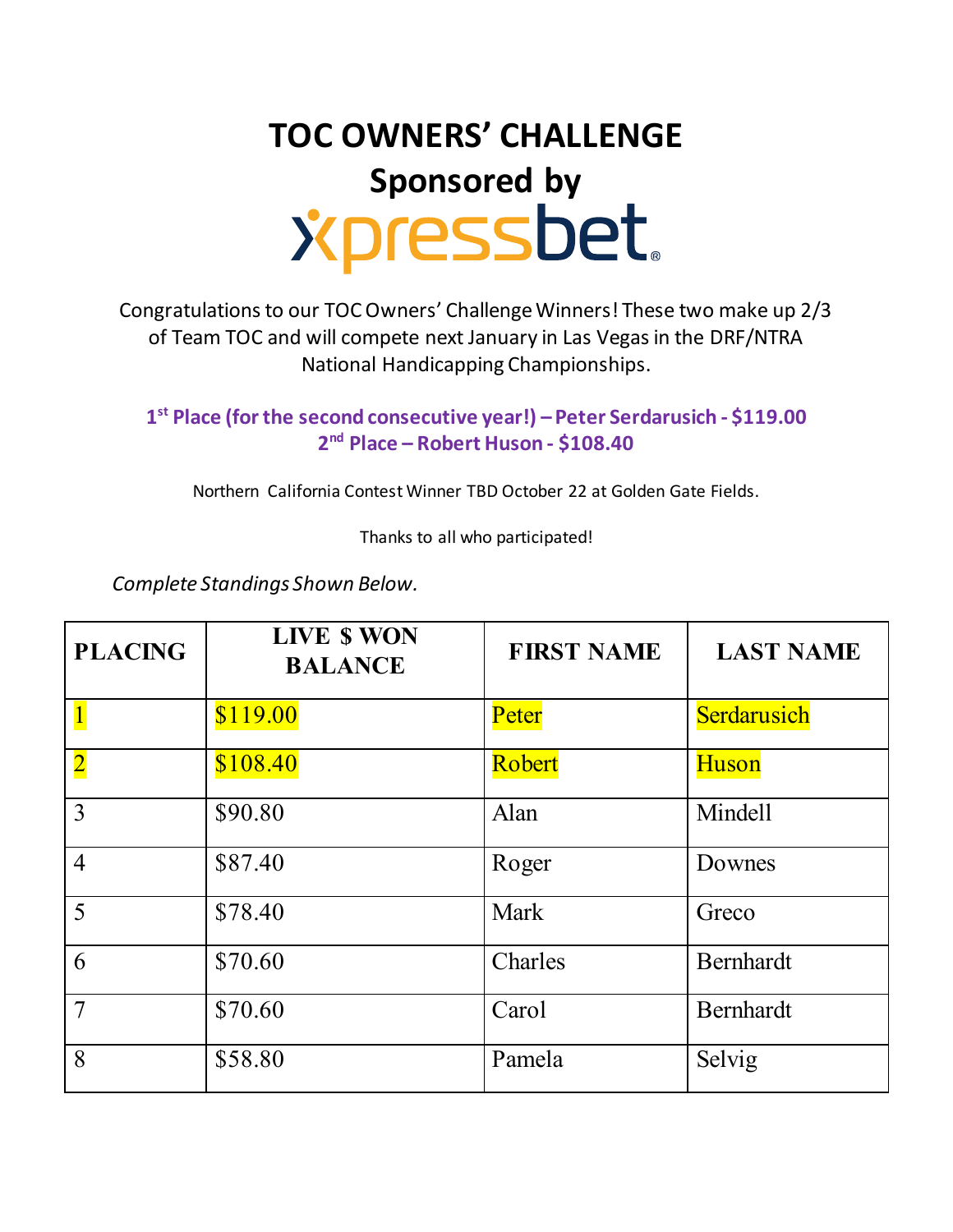# TOC OWNERS' CHALLENGE

## Sponsored by

## xpressbet

Congratulations to our TOC Owners' Challenge Winners! These two make up 2/3 of Team TOC and will compete next January in Las Vegas in the DRF/NTRA National Handicapping Championships.

**1st Place (for the second consecutive year!) – Peter Serdarusich - $119.00**
**2nd Place – Robert Huson - $108.40**

Northern California Contest Winner TBD October 22 at Golden Gate Fields.

Thanks to all who participated!

*Complete Standings Shown Below.*

| PLACING | LIVE $ WON BALANCE | FIRST NAME | LAST NAME |
|---|---|---|---|
| 1 | $119.00 | Peter | Serdarusich |
| 2 | $108.40 | Robert | Huson |
| 3 | $90.80 | Alan | Mindell |
| 4 | $87.40 | Roger | Downes |
| 5 | $78.40 | Mark | Greco |
| 6 | $70.60 | Charles | Bernhardt |
| 7 | $70.60 | Carol | Bernhardt |
| 8 | $58.80 | Pamela | Selvig |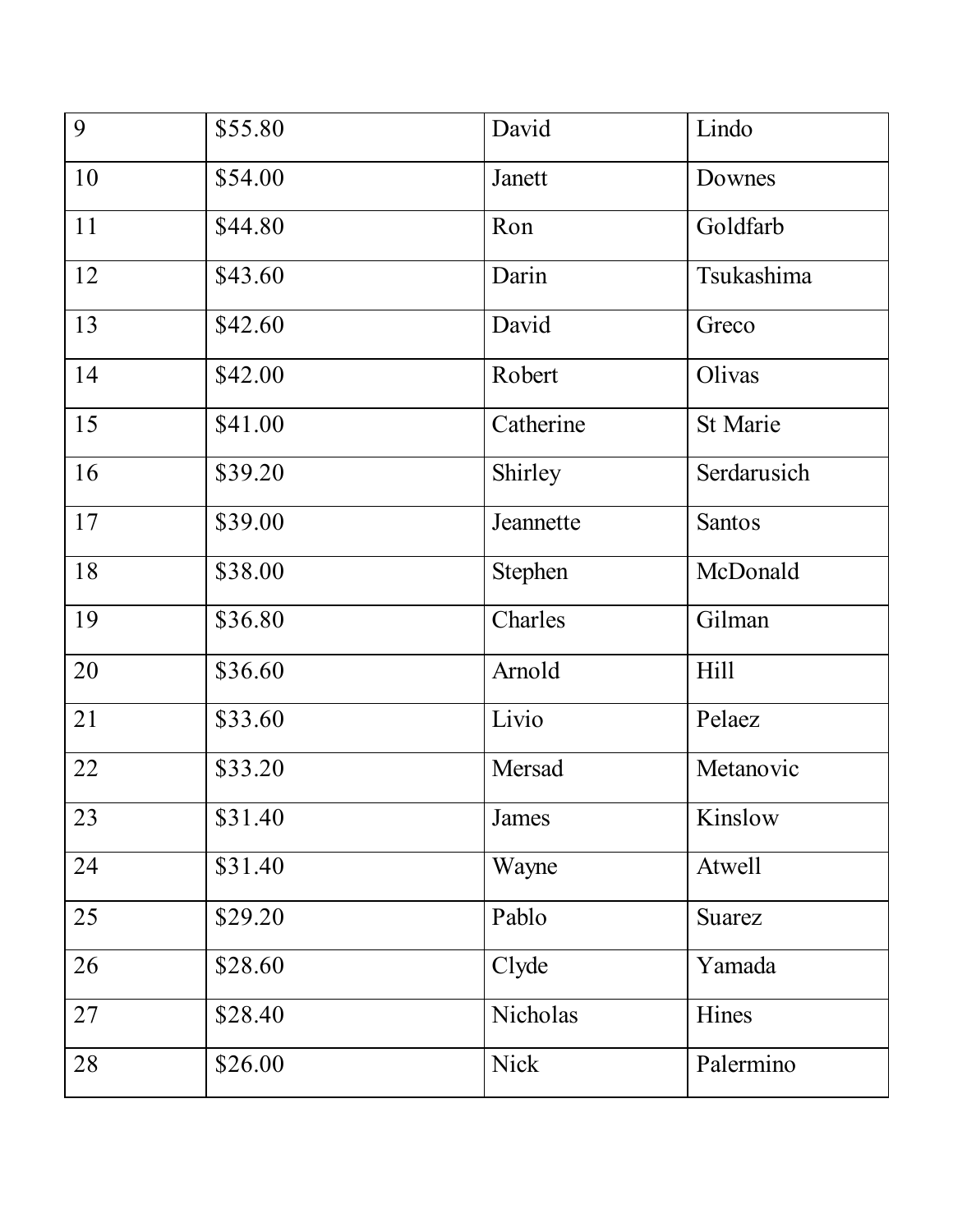| | | | |
|---|---|---|---|
| 9 | $55.80 | David | Lindo |
| 10 | $54.00 | Janett | Downes |
| 11 | $44.80 | Ron | Goldfarb |
| 12 | $43.60 | Darin | Tsukashima |
| 13 | $42.60 | David | Greco |
| 14 | $42.00 | Robert | Olivas |
| 15 | $41.00 | Catherine | St Marie |
| 16 | $39.20 | Shirley | Serdarusich |
| 17 | $39.00 | Jeannette | Santos |
| 18 | $38.00 | Stephen | McDonald |
| 19 | $36.80 | Charles | Gilman |
| 20 | $36.60 | Arnold | Hill |
| 21 | $33.60 | Livio | Pelaez |
| 22 | $33.20 | Mersad | Metanovic |
| 23 | $31.40 | James | Kinslow |
| 24 | $31.40 | Wayne | Atwell |
| 25 | $29.20 | Pablo | Suarez |
| 26 | $28.60 | Clyde | Yamada |
| 27 | $28.40 | Nicholas | Hines |
| 28 | $26.00 | Nick | Palermino |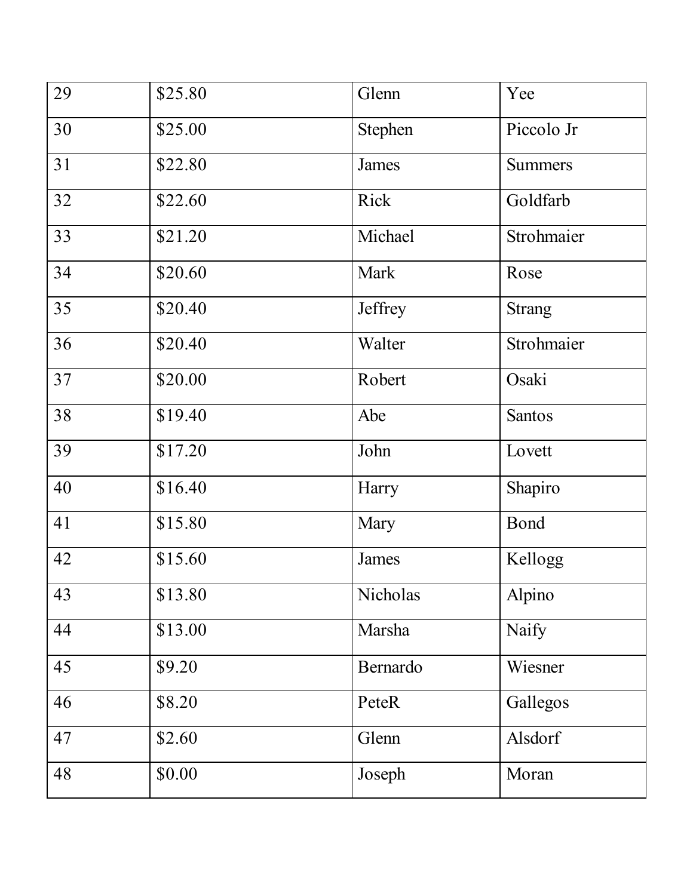| 29 | $25.80 | Glenn | Yee |
|---|---|---|---|
| 30 | $25.00 | Stephen | Piccolo Jr |
| 31 | $22.80 | James | Summers |
| 32 | $22.60 | Rick | Goldfarb |
| 33 | $21.20 | Michael | Strohmaier |
| 34 | $20.60 | Mark | Rose |
| 35 | $20.40 | Jeffrey | Strang |
| 36 | $20.40 | Walter | Strohmaier |
| 37 | $20.00 | Robert | Osaki |
| 38 | $19.40 | Abe | Santos |
| 39 | $17.20 | John | Lovett |
| 40 | $16.40 | Harry | Shapiro |
| 41 | $15.80 | Mary | Bond |
| 42 | $15.60 | James | Kellogg |
| 43 | $13.80 | Nicholas | Alpino |
| 44 | $13.00 | Marsha | Naify |
| 45 | $9.20 | Bernardo | Wiesner |
| 46 | $8.20 | PeteR | Gallegos |
| 47 | $2.60 | Glenn | Alsdorf |
| 48 | $0.00 | Joseph | Moran |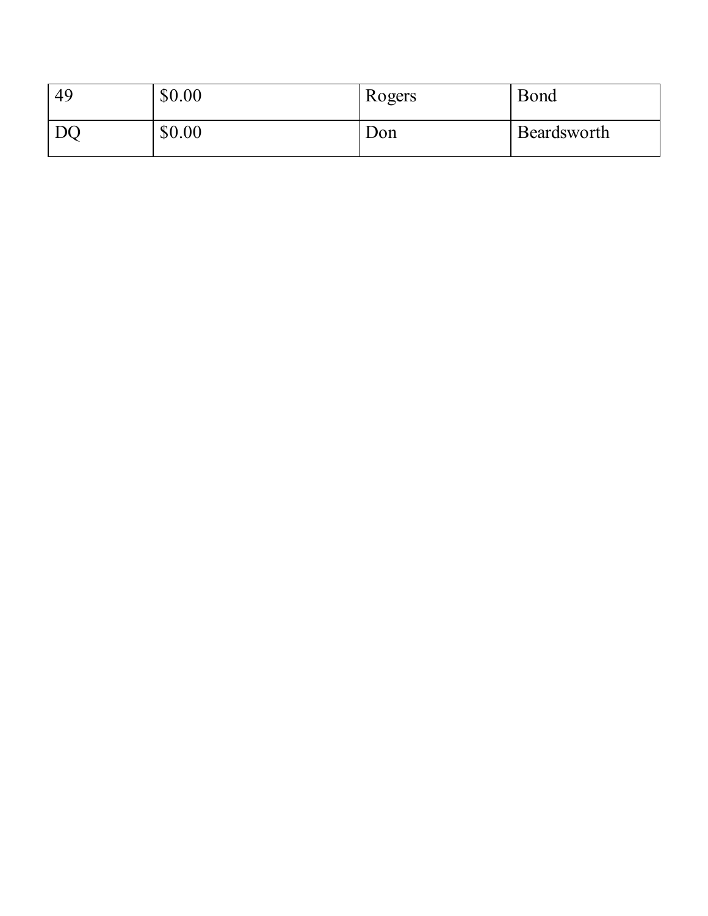| | | | |
|---|---|---|---|
| 49 | $0.00 | Rogers | Bond |
| DQ | $0.00 | Don | Beardsworth |